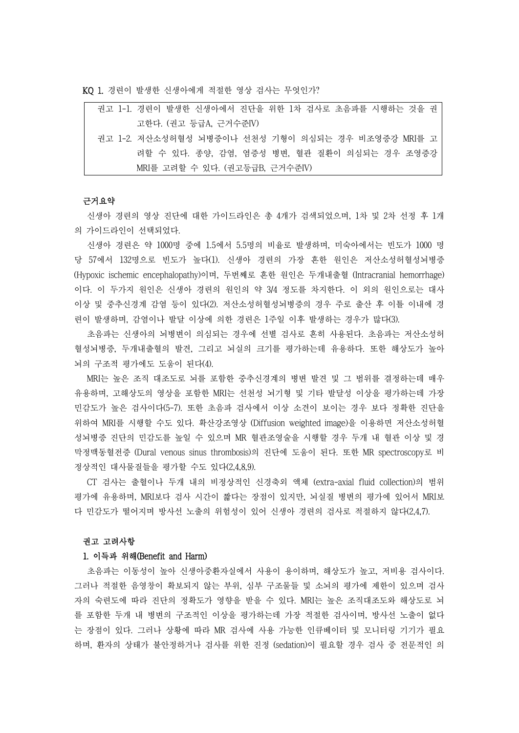KQ 1. 경련이 발생한 신생아에게 적절한 영상 검사는 무엇인가?

> 권고 1-1. 경련이 발생한 신생아에서 진단을 위한 1차 검사로 초음파를 시행하는 것을 권고한다. (권고 등급A, 근거수준IV)
>
> 권고 1-2. 저산소성허혈성 뇌병증이나 선천성 기형이 의심되는 경우 비조영증강 MRI를 고려할 수 있다. 종양, 감염, 염증성 병변, 혈관 질환이 의심되는 경우 조영증강 MRI를 고려할 수 있다. (권고등급B, 근거수준IV)

**근거요약**

신생아 경련의 영상 진단에 대한 가이드라인은 총 4개가 검색되었으며, 1차 및 2차 선정 후 1개의 가이드라인이 선택되었다.

신생아 경련은 약 1000명 중에 1.5에서 5.5명의 비율로 발생하며, 미숙아에서는 빈도가 1000 명 당 57에서 132명으로 빈도가 높다(1). 신생아 경련의 가장 흔한 원인은 저산소성허혈성뇌병증 (Hypoxic ischemic encephalopathy)이며, 두번째로 흔한 원인은 두개내출혈 (Intracranial hemorrhage)이다. 이 두가지 원인은 신생아 경련의 원인의 약 3/4 정도를 차지한다. 이 외의 원인으로는 대사 이상 및 중추신경계 감염 등이 있다(2). 저산소성허혈성뇌병증의 경우 주로 출산 후 이틀 이내에 경련이 발생하며, 감염이나 발달 이상에 의한 경련은 1주일 이후 발생하는 경우가 많다(3).

초음파는 신생아의 뇌병변이 의심되는 경우에 선별 검사로 흔히 사용된다. 초음파는 저산소성허혈성뇌병증, 두개내출혈의 발견, 그리고 뇌실의 크기를 평가하는데 유용하다. 또한 해상도가 높아 뇌의 구조적 평가에도 도움이 된다(4).

MRI는 높은 조직 대조도로 뇌를 포함한 중추신경계의 병변 발견 및 그 범위를 결정하는데 매우 유용하며, 고해상도의 영상을 포함한 MRI는 선천성 뇌기형 및 기타 발달성 이상을 평가하는데 가장 민감도가 높은 검사이다(5-7). 또한 초음파 검사에서 이상 소견이 보이는 경우 보다 정확한 진단을 위하여 MRI를 시행할 수도 있다. 확산강조영상 (Diffusion weighted image)을 이용하면 저산소성허혈성뇌병증 진단의 민감도를 높일 수 있으며 MR 혈관조영술을 시행할 경우 두개 내 혈관 이상 및 경막정맥동혈전증 (Dural venous sinus thrombosis)의 진단에 도움이 된다. 또한 MR spectroscopy로 비정상적인 대사물질들을 평가할 수도 있다(2,4,8,9).

CT 검사는 출혈이나 두개 내의 비정상적인 신경축외 액체 (extra-axial fluid collection)의 범위 평가에 유용하며, MRI보다 검사 시간이 짧다는 장점이 있지만, 뇌실질 병변의 평가에 있어서 MRI보다 민감도가 떨어지며 방사선 노출의 위험성이 있어 신생아 경련의 검사로 적절하지 않다(2,4,7).

**권고 고려사항**

**1. 이득과 위해(Benefit and Harm)**

초음파는 이동성이 높아 신생아중환자실에서 사용이 용이하며, 해상도가 높고, 저비용 검사이다. 그러나 적절한 음영창이 확보되지 않는 부위, 심부 구조물들 및 소뇌의 평가에 제한이 있으며 검사자의 숙련도에 따라 진단의 정확도가 영향을 받을 수 있다. MRI는 높은 조직대조도와 해상도로 뇌를 포함한 두개 내 병변의 구조적인 이상을 평가하는데 가장 적절한 검사이며, 방사선 노출이 없다는 장점이 있다. 그러나 상황에 따라 MR 검사에 사용 가능한 인큐베이터 및 모니터링 기기가 필요하며, 환자의 상태가 불안정하거나 검사를 위한 진정 (sedation)이 필요할 경우 검사 중 전문적인 의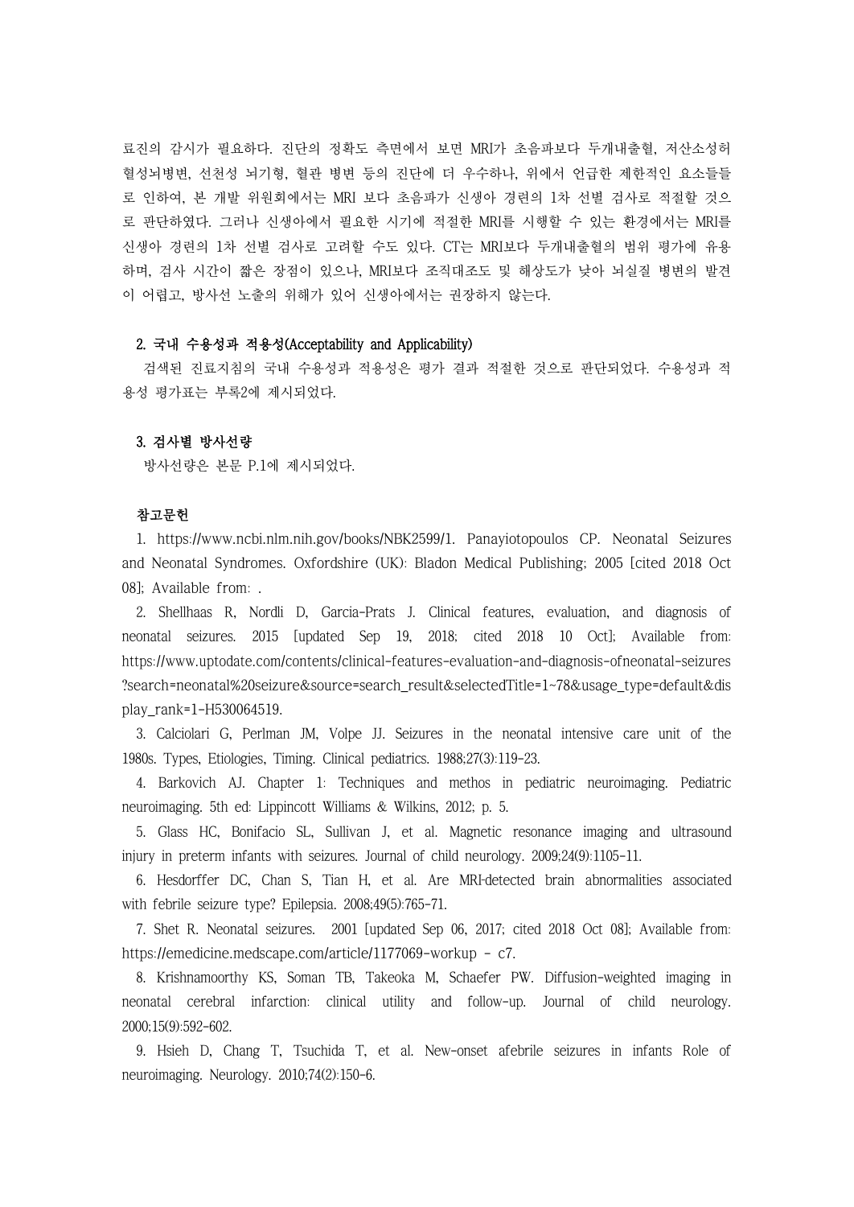료진의 감시가 필요하다. 진단의 정확도 측면에서 보면 MRI가 초음파보다 두개내출혈, 저산소성허혈성뇌병변, 선천성 뇌기형, 혈관 병변 등의 진단에 더 우수하나, 위에서 언급한 제한적인 요소들들로 인하여, 본 개발 위원회에서는 MRI 보다 초음파가 신생아 경련의 1차 선별 검사로 적절할 것으로 판단하였다. 그러나 신생아에서 필요한 시기에 적절한 MRI를 시행할 수 있는 환경에서는 MRI를 신생아 경련의 1차 선별 검사로 고려할 수도 있다. CT는 MRI보다 두개내출혈의 범위 평가에 유용하며, 검사 시간이 짧은 장점이 있으나, MRI보다 조직대조도 및 해상도가 낮아 뇌실질 병변의 발견이 어렵고, 방사선 노출의 위해가 있어 신생아에서는 권장하지 않는다.

### 2. 국내 수용성과 적용성(Acceptability and Applicability)

검색된 진료지침의 국내 수용성과 적용성은 평가 결과 적절한 것으로 판단되었다. 수용성과 적용성 평가표는 부록2에 제시되었다.

### 3. 검사별 방사선량

방사선량은 본문 P.1에 제시되었다.

### 참고문헌

1. https://www.ncbi.nlm.nih.gov/books/NBK2599/1. Panayiotopoulos CP. Neonatal Seizures and Neonatal Syndromes. Oxfordshire (UK): Bladon Medical Publishing; 2005 [cited 2018 Oct 08]; Available from: .

2. Shellhaas R, Nordli D, Garcia-Prats J. Clinical features, evaluation, and diagnosis of neonatal seizures. 2015 [updated Sep 19, 2018; cited 2018 10 Oct]; Available from: https://www.uptodate.com/contents/clinical-features-evaluation-and-diagnosis-ofneonatal-seizures?search=neonatal%20seizure&source=search_result&selectedTitle=1~78&usage_type=default&display_rank=1-H530064519.

3. Calciolari G, Perlman JM, Volpe JJ. Seizures in the neonatal intensive care unit of the 1980s. Types, Etiologies, Timing. Clinical pediatrics. 1988;27(3):119-23.

4. Barkovich AJ. Chapter 1: Techniques and methos in pediatric neuroimaging. Pediatric neuroimaging. 5th ed: Lippincott Williams & Wilkins, 2012; p. 5.

5. Glass HC, Bonifacio SL, Sullivan J, et al. Magnetic resonance imaging and ultrasound injury in preterm infants with seizures. Journal of child neurology. 2009;24(9):1105-11.

6. Hesdorffer DC, Chan S, Tian H, et al. Are MRI-detected brain abnormalities associated with febrile seizure type? Epilepsia. 2008;49(5):765-71.

7. Shet R. Neonatal seizures. 2001 [updated Sep 06, 2017; cited 2018 Oct 08]; Available from: https://emedicine.medscape.com/article/1177069-workup - c7.

8. Krishnamoorthy KS, Soman TB, Takeoka M, Schaefer PW. Diffusion-weighted imaging in neonatal cerebral infarction: clinical utility and follow-up. Journal of child neurology. 2000;15(9):592-602.

9. Hsieh D, Chang T, Tsuchida T, et al. New-onset afebrile seizures in infants Role of neuroimaging. Neurology. 2010;74(2):150-6.